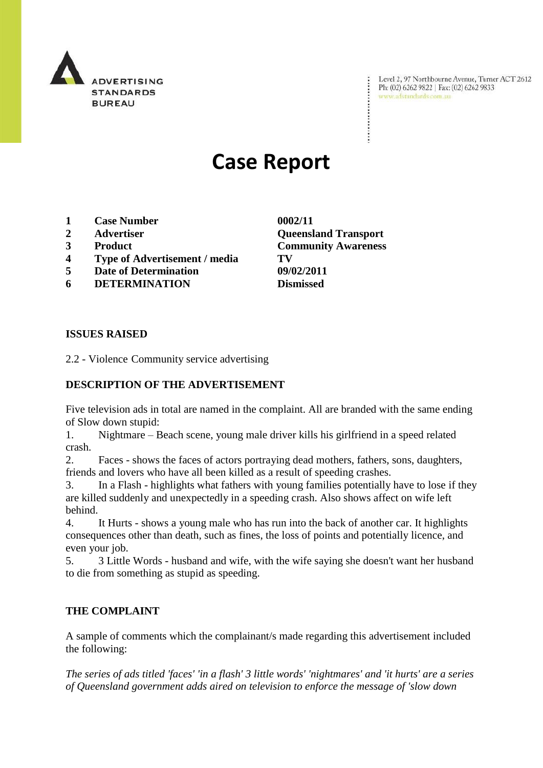ADVERTISING STANDARDS BUREAU

Level 2, 97 Northbourne Avenue, Turner ACT 2612
Ph: (02) 6262 9822 | Fax: (02) 6262 9833
www.adstandards.com.au

# Case Report

| | | |
|---|---|---|
| **1** | **Case Number** | **0002/11** |
| **2** | **Advertiser** | **Queensland Transport** |
| **3** | **Product** | **Community Awareness** |
| **4** | **Type of Advertisement / media** | **TV** |
| **5** | **Date of Determination** | **09/02/2011** |
| **6** | **DETERMINATION** | **Dismissed** |

**ISSUES RAISED**

2.2 - Violence Community service advertising

**DESCRIPTION OF THE ADVERTISEMENT**

Five television ads in total are named in the complaint. All are branded with the same ending of Slow down stupid:

1. Nightmare – Beach scene, young male driver kills his girlfriend in a speed related crash.
2. Faces - shows the faces of actors portraying dead mothers, fathers, sons, daughters, friends and lovers who have all been killed as a result of speeding crashes.
3. In a Flash - highlights what fathers with young families potentially have to lose if they are killed suddenly and unexpectedly in a speeding crash. Also shows affect on wife left behind.
4. It Hurts - shows a young male who has run into the back of another car. It highlights consequences other than death, such as fines, the loss of points and potentially licence, and even your job.
5. 3 Little Words - husband and wife, with the wife saying she doesn't want her husband to die from something as stupid as speeding.

**THE COMPLAINT**

A sample of comments which the complainant/s made regarding this advertisement included the following:

*The series of ads titled 'faces' 'in a flash' 3 little words' 'nightmares' and 'it hurts' are a series of Queensland government adds aired on television to enforce the message of 'slow down*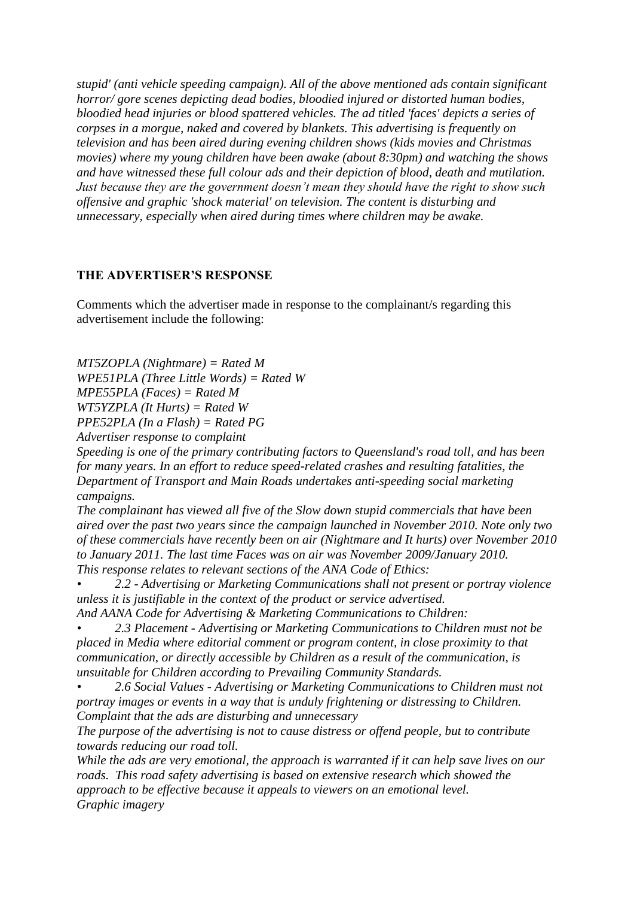*stupid' (anti vehicle speeding campaign). All of the above mentioned ads contain significant horror/ gore scenes depicting dead bodies, bloodied injured or distorted human bodies, bloodied head injuries or blood spattered vehicles. The ad titled 'faces' depicts a series of corpses in a morgue, naked and covered by blankets. This advertising is frequently on television and has been aired during evening children shows (kids movies and Christmas movies) where my young children have been awake (about 8:30pm) and watching the shows and have witnessed these full colour ads and their depiction of blood, death and mutilation. Just because they are the government doesn't mean they should have the right to show such offensive and graphic 'shock material' on television. The content is disturbing and unnecessary, especially when aired during times where children may be awake.*

## THE ADVERTISER'S RESPONSE

Comments which the advertiser made in response to the complainant/s regarding this advertisement include the following:

*MT5ZOPLA (Nightmare) = Rated M*
*WPE51PLA (Three Little Words) = Rated W*
*MPE55PLA (Faces) = Rated M*
*WT5YZPLA (It Hurts) = Rated W*
*PPE52PLA (In a Flash) = Rated PG*
*Advertiser response to complaint*
*Speeding is one of the primary contributing factors to Queensland's road toll, and has been for many years. In an effort to reduce speed-related crashes and resulting fatalities, the Department of Transport and Main Roads undertakes anti-speeding social marketing campaigns.*
*The complainant has viewed all five of the Slow down stupid commercials that have been aired over the past two years since the campaign launched in November 2010. Note only two of these commercials have recently been on air (Nightmare and It hurts) over November 2010 to January 2011. The last time Faces was on air was November 2009/January 2010.*
*This response relates to relevant sections of the ANA Code of Ethics:*
*• 2.2 - Advertising or Marketing Communications shall not present or portray violence unless it is justifiable in the context of the product or service advertised.*
*And AANA Code for Advertising & Marketing Communications to Children:*
*• 2.3 Placement - Advertising or Marketing Communications to Children must not be placed in Media where editorial comment or program content, in close proximity to that communication, or directly accessible by Children as a result of the communication, is unsuitable for Children according to Prevailing Community Standards.*
*• 2.6 Social Values - Advertising or Marketing Communications to Children must not portray images or events in a way that is unduly frightening or distressing to Children.*
*Complaint that the ads are disturbing and unnecessary*
*The purpose of the advertising is not to cause distress or offend people, but to contribute towards reducing our road toll.*
*While the ads are very emotional, the approach is warranted if it can help save lives on our roads. This road safety advertising is based on extensive research which showed the approach to be effective because it appeals to viewers on an emotional level.*
*Graphic imagery*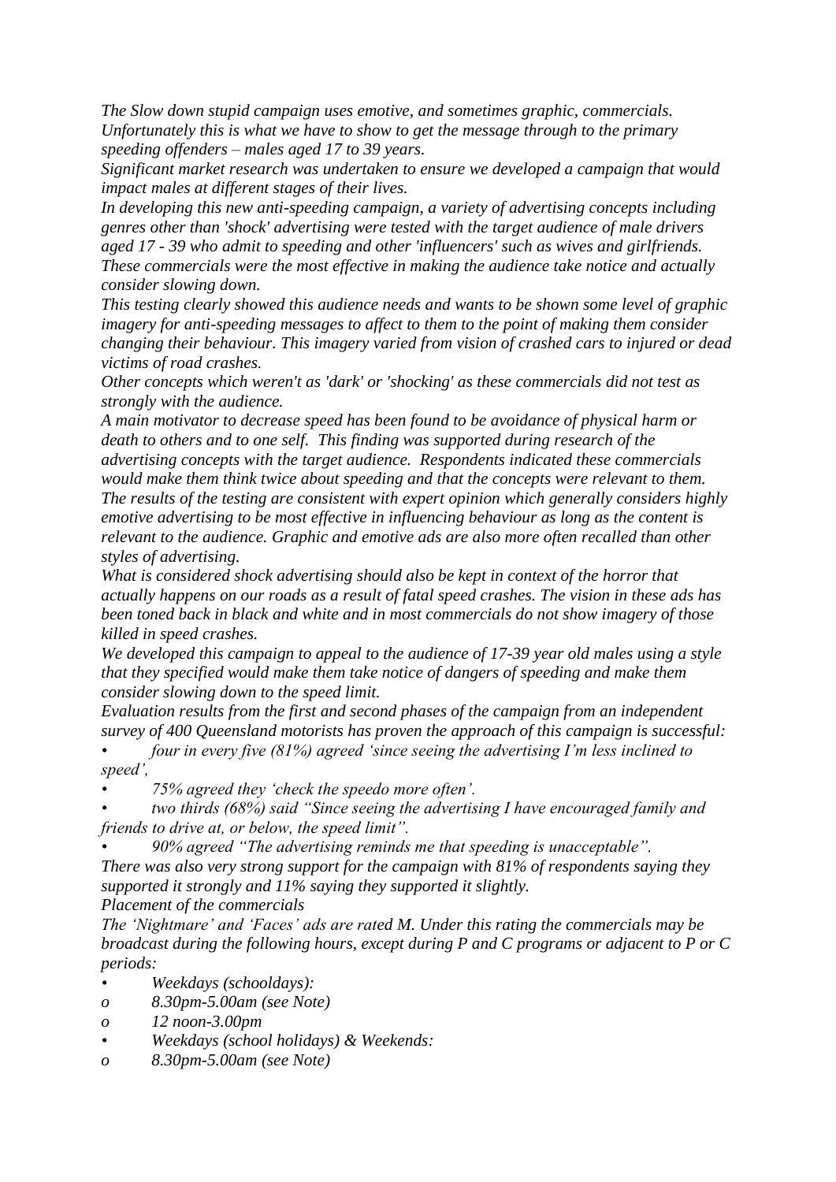*The Slow down stupid campaign uses emotive, and sometimes graphic, commercials. Unfortunately this is what we have to show to get the message through to the primary speeding offenders – males aged 17 to 39 years.*

*Significant market research was undertaken to ensure we developed a campaign that would impact males at different stages of their lives.*

*In developing this new anti-speeding campaign, a variety of advertising concepts including genres other than 'shock' advertising were tested with the target audience of male drivers aged 17 - 39 who admit to speeding and other 'influencers' such as wives and girlfriends. These commercials were the most effective in making the audience take notice and actually consider slowing down.*

*This testing clearly showed this audience needs and wants to be shown some level of graphic imagery for anti-speeding messages to affect to them to the point of making them consider changing their behaviour. This imagery varied from vision of crashed cars to injured or dead victims of road crashes.*

*Other concepts which weren't as 'dark' or 'shocking' as these commercials did not test as strongly with the audience.*

*A main motivator to decrease speed has been found to be avoidance of physical harm or death to others and to one self. This finding was supported during research of the advertising concepts with the target audience. Respondents indicated these commercials would make them think twice about speeding and that the concepts were relevant to them. The results of the testing are consistent with expert opinion which generally considers highly emotive advertising to be most effective in influencing behaviour as long as the content is relevant to the audience. Graphic and emotive ads are also more often recalled than other styles of advertising.*

*What is considered shock advertising should also be kept in context of the horror that actually happens on our roads as a result of fatal speed crashes. The vision in these ads has been toned back in black and white and in most commercials do not show imagery of those killed in speed crashes.*

*We developed this campaign to appeal to the audience of 17-39 year old males using a style that they specified would make them take notice of dangers of speeding and make them consider slowing down to the speed limit.*

*Evaluation results from the first and second phases of the campaign from an independent survey of 400 Queensland motorists has proven the approach of this campaign is successful:*

- *four in every five (81%) agreed 'since seeing the advertising I'm less inclined to speed',*
- *75% agreed they 'check the speedo more often'.*
- *two thirds (68%) said "Since seeing the advertising I have encouraged family and friends to drive at, or below, the speed limit".*
- *90% agreed "The advertising reminds me that speeding is unacceptable".*

*There was also very strong support for the campaign with 81% of respondents saying they supported it strongly and 11% saying they supported it slightly.*

*Placement of the commercials*

*The 'Nightmare' and 'Faces' ads are rated M. Under this rating the commercials may be broadcast during the following hours, except during P and C programs or adjacent to P or C periods:*

- *Weekdays (schooldays):*
  - *8.30pm-5.00am (see Note)*
  - *12 noon-3.00pm*
- *Weekdays (school holidays) & Weekends:*
  - *8.30pm-5.00am (see Note)*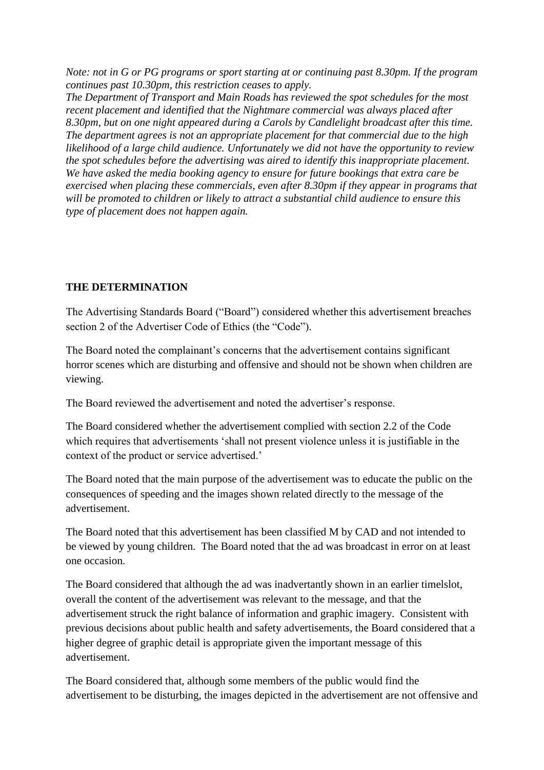*Note: not in G or PG programs or sport starting at or continuing past 8.30pm. If the program continues past 10.30pm, this restriction ceases to apply.*
*The Department of Transport and Main Roads has reviewed the spot schedules for the most recent placement and identified that the Nightmare commercial was always placed after 8.30pm, but on one night appeared during a Carols by Candlelight broadcast after this time. The department agrees is not an appropriate placement for that commercial due to the high likelihood of a large child audience. Unfortunately we did not have the opportunity to review the spot schedules before the advertising was aired to identify this inappropriate placement. We have asked the media booking agency to ensure for future bookings that extra care be exercised when placing these commercials, even after 8.30pm if they appear in programs that will be promoted to children or likely to attract a substantial child audience to ensure this type of placement does not happen again.*

**THE DETERMINATION**

The Advertising Standards Board ("Board") considered whether this advertisement breaches section 2 of the Advertiser Code of Ethics (the "Code").

The Board noted the complainant's concerns that the advertisement contains significant horror scenes which are disturbing and offensive and should not be shown when children are viewing.

The Board reviewed the advertisement and noted the advertiser's response.

The Board considered whether the advertisement complied with section 2.2 of the Code which requires that advertisements 'shall not present violence unless it is justifiable in the context of the product or service advertised.'

The Board noted that the main purpose of the advertisement was to educate the public on the consequences of speeding and the images shown related directly to the message of the advertisement.

The Board noted that this advertisement has been classified M by CAD and not intended to be viewed by young children. The Board noted that the ad was broadcast in error on at least one occasion.

The Board considered that although the ad was inadvartandly shown in an earlier timelslot, overall the content of the advertisement was relevant to the message, and that the advertisement struck the right balance of information and graphic imagery. Consistent with previous decisions about public health and safety advertisements, the Board considered that a higher degree of graphic detail is appropriate given the important message of this advertisement.

The Board considered that, although some members of the public would find the advertisement to be disturbing, the images depicted in the advertisement are not offensive and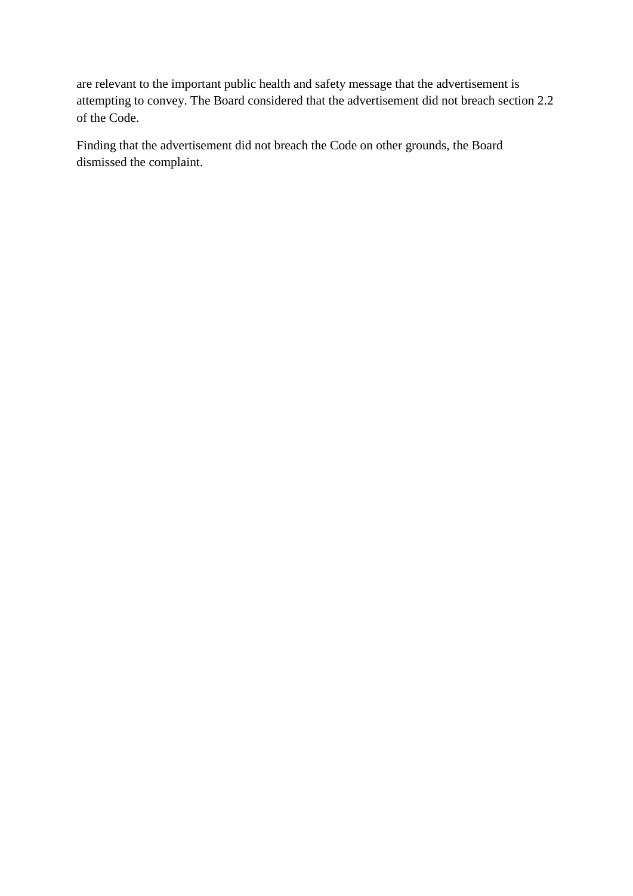are relevant to the important public health and safety message that the advertisement is attempting to convey. The Board considered that the advertisement did not breach section 2.2 of the Code.

Finding that the advertisement did not breach the Code on other grounds, the Board dismissed the complaint.